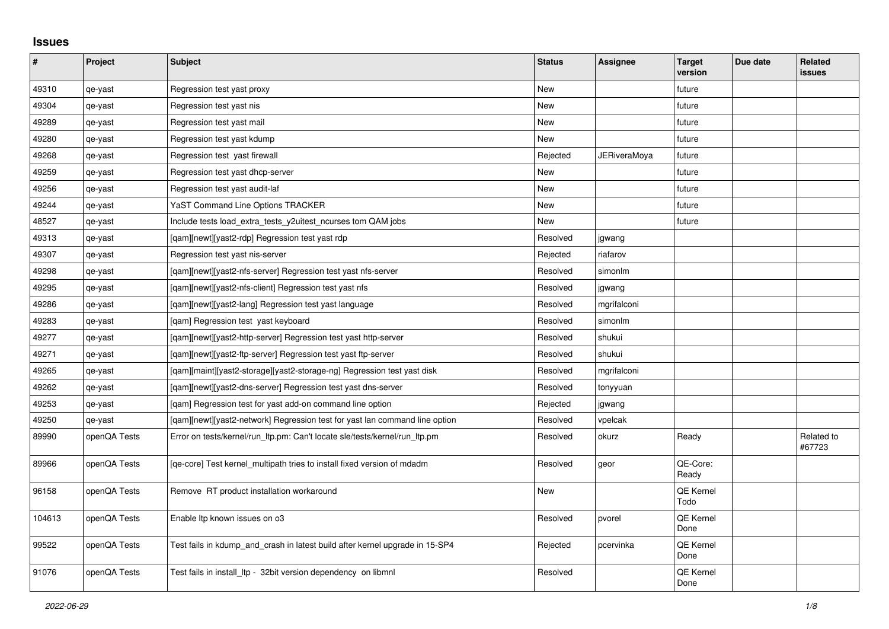# Issues

| # | Project | Subject | Status | Assignee | Target version | Due date | Related issues |
|---|---|---|---|---|---|---|---|
| 49310 | qe-yast | Regression test yast proxy | New | | future | | |
| 49304 | qe-yast | Regression test yast nis | New | | future | | |
| 49289 | qe-yast | Regression test yast mail | New | | future | | |
| 49280 | qe-yast | Regression test yast kdump | New | | future | | |
| 49268 | qe-yast | Regression test  yast firewall | Rejected | JERiveraMoya | future | | |
| 49259 | qe-yast | Regression test yast dhcp-server | New | | future | | |
| 49256 | qe-yast | Regression test yast audit-laf | New | | future | | |
| 49244 | qe-yast | YaST Command Line Options TRACKER | New | | future | | |
| 48527 | qe-yast | Include tests load_extra_tests_y2uitest_ncurses tom QAM jobs | New | | future | | |
| 49313 | qe-yast | [qam][newt][yast2-rdp] Regression test yast rdp | Resolved | jgwang | | | |
| 49307 | qe-yast | Regression test yast nis-server | Rejected | riafarov | | | |
| 49298 | qe-yast | [qam][newt][yast2-nfs-server] Regression test yast nfs-server | Resolved | simonlm | | | |
| 49295 | qe-yast | [qam][newt][yast2-nfs-client] Regression test yast nfs | Resolved | jgwang | | | |
| 49286 | qe-yast | [qam][newt][yast2-lang] Regression test yast language | Resolved | mgrifalconi | | | |
| 49283 | qe-yast | [qam] Regression test  yast keyboard | Resolved | simonlm | | | |
| 49277 | qe-yast | [qam][newt][yast2-http-server] Regression test yast http-server | Resolved | shukui | | | |
| 49271 | qe-yast | [qam][newt][yast2-ftp-server] Regression test yast ftp-server | Resolved | shukui | | | |
| 49265 | qe-yast | [qam][maint][yast2-storage][yast2-storage-ng] Regression test yast disk | Resolved | mgrifalconi | | | |
| 49262 | qe-yast | [qam][newt][yast2-dns-server] Regression test yast dns-server | Resolved | tonyyuan | | | |
| 49253 | qe-yast | [qam] Regression test for yast add-on command line option | Rejected | jgwang | | | |
| 49250 | qe-yast | [qam][newt][yast2-network] Regression test for yast lan command line option | Resolved | vpelcak | | | |
| 89990 | openQA Tests | Error on tests/kernel/run_ltp.pm: Can't locate sle/tests/kernel/run_ltp.pm | Resolved | okurz | Ready | | Related to #67723 |
| 89966 | openQA Tests | [qe-core] Test kernel_multipath tries to install fixed version of mdadm | Resolved | geor | QE-Core: Ready | | |
| 96158 | openQA Tests | Remove  RT product installation workaround | New | | QE Kernel Todo | | |
| 104613 | openQA Tests | Enable ltp known issues on o3 | Resolved | pvorel | QE Kernel Done | | |
| 99522 | openQA Tests | Test fails in kdump_and_crash in latest build after kernel upgrade in 15-SP4 | Rejected | pcervinka | QE Kernel Done | | |
| 91076 | openQA Tests | Test fails in install_ltp -  32bit version dependency  on libmnl | Resolved | | QE Kernel Done | | |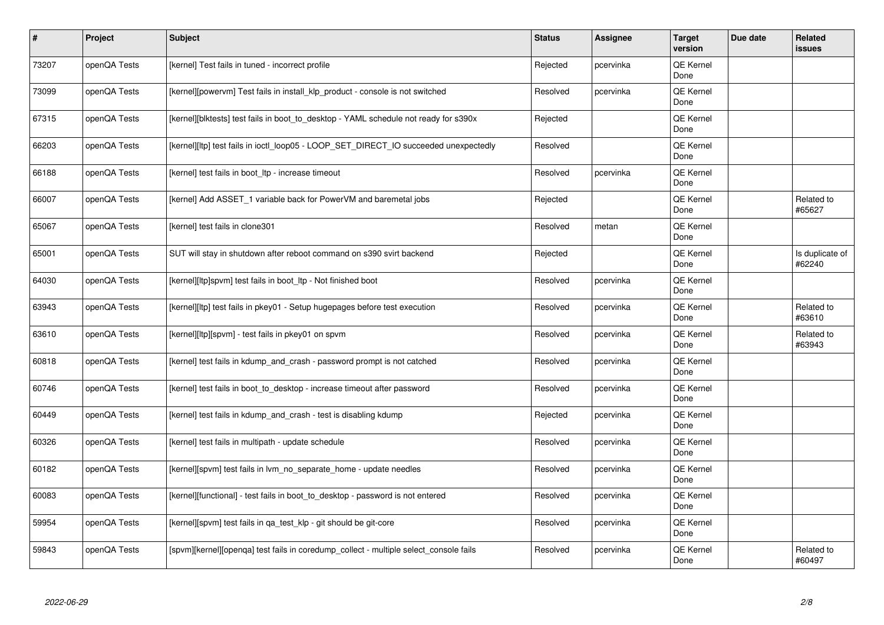| # | Project | Subject | Status | Assignee | Target version | Due date | Related issues |
|---|---|---|---|---|---|---|---|
| 73207 | openQA Tests | [kernel] Test fails in tuned - incorrect profile | Rejected | pcervinka | QE Kernel Done | | |
| 73099 | openQA Tests | [kernel][powervm] Test fails in install_klp_product - console is not switched | Resolved | pcervinka | QE Kernel Done | | |
| 67315 | openQA Tests | [kernel][blktests] test fails in boot_to_desktop - YAML schedule not ready for s390x | Rejected | | QE Kernel Done | | |
| 66203 | openQA Tests | [kernel][ltp] test fails in ioctl_loop05 - LOOP_SET_DIRECT_IO succeeded unexpectedly | Resolved | | QE Kernel Done | | |
| 66188 | openQA Tests | [kernel] test fails in boot_ltp - increase timeout | Resolved | pcervinka | QE Kernel Done | | |
| 66007 | openQA Tests | [kernel] Add ASSET_1 variable back for PowerVM and baremetal jobs | Rejected | | QE Kernel Done | | Related to #65627 |
| 65067 | openQA Tests | [kernel] test fails in clone301 | Resolved | metan | QE Kernel Done | | |
| 65001 | openQA Tests | SUT will stay in shutdown after reboot command on s390 svirt backend | Rejected | | QE Kernel Done | | Is duplicate of #62240 |
| 64030 | openQA Tests | [kernel][ltp]spvm] test fails in boot_ltp - Not finished boot | Resolved | pcervinka | QE Kernel Done | | |
| 63943 | openQA Tests | [kernel][ltp] test fails in pkey01 - Setup hugepages before test execution | Resolved | pcervinka | QE Kernel Done | | Related to #63610 |
| 63610 | openQA Tests | [kernel][ltp][spvm] - test fails in pkey01 on spvm | Resolved | pcervinka | QE Kernel Done | | Related to #63943 |
| 60818 | openQA Tests | [kernel] test fails in kdump_and_crash - password prompt is not catched | Resolved | pcervinka | QE Kernel Done | | |
| 60746 | openQA Tests | [kernel] test fails in boot_to_desktop - increase timeout after password | Resolved | pcervinka | QE Kernel Done | | |
| 60449 | openQA Tests | [kernel] test fails in kdump_and_crash - test is disabling kdump | Rejected | pcervinka | QE Kernel Done | | |
| 60326 | openQA Tests | [kernel] test fails in multipath - update schedule | Resolved | pcervinka | QE Kernel Done | | |
| 60182 | openQA Tests | [kernel][spvm] test fails in lvm_no_separate_home - update needles | Resolved | pcervinka | QE Kernel Done | | |
| 60083 | openQA Tests | [kernel][functional] - test fails in boot_to_desktop - password is not entered | Resolved | pcervinka | QE Kernel Done | | |
| 59954 | openQA Tests | [kernel][spvm] test fails in qa_test_klp - git should be git-core | Resolved | pcervinka | QE Kernel Done | | |
| 59843 | openQA Tests | [spvm][kernel][openqa] test fails in coredump_collect - multiple select_console fails | Resolved | pcervinka | QE Kernel Done | | Related to #60497 |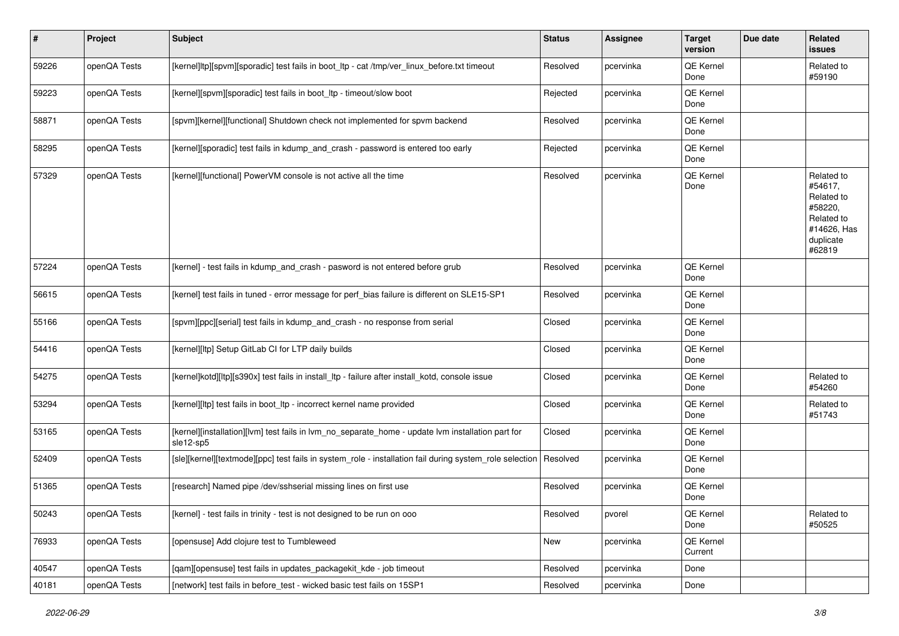| # | Project | Subject | Status | Assignee | Target version | Due date | Related issues |
|---|---|---|---|---|---|---|---|
| 59226 | openQA Tests | [kernel]ltp][spvm][sporadic] test fails in boot_ltp - cat /tmp/ver_linux_before.txt timeout | Resolved | pcervinka | QE Kernel Done | | Related to #59190 |
| 59223 | openQA Tests | [kernel][spvm][sporadic] test fails in boot_ltp - timeout/slow boot | Rejected | pcervinka | QE Kernel Done | | |
| 58871 | openQA Tests | [spvm][kernel][functional] Shutdown check not implemented for spvm backend | Resolved | pcervinka | QE Kernel Done | | |
| 58295 | openQA Tests | [kernel][sporadic] test fails in kdump_and_crash - password is entered too early | Rejected | pcervinka | QE Kernel Done | | |
| 57329 | openQA Tests | [kernel][functional] PowerVM console is not active all the time | Resolved | pcervinka | QE Kernel Done | | Related to #54617, Related to #58220, Related to #14626, Has duplicate #62819 |
| 57224 | openQA Tests | [kernel] - test fails in kdump_and_crash - pasword is not entered before grub | Resolved | pcervinka | QE Kernel Done | | |
| 56615 | openQA Tests | [kernel] test fails in tuned - error message for perf_bias failure is different on SLE15-SP1 | Resolved | pcervinka | QE Kernel Done | | |
| 55166 | openQA Tests | [spvm][ppc][serial] test fails in kdump_and_crash - no response from serial | Closed | pcervinka | QE Kernel Done | | |
| 54416 | openQA Tests | [kernel][ltp] Setup GitLab CI for LTP daily builds | Closed | pcervinka | QE Kernel Done | | |
| 54275 | openQA Tests | [kernel]kotd][ltp][s390x] test fails in install_ltp - failure after install_kotd, console issue | Closed | pcervinka | QE Kernel Done | | Related to #54260 |
| 53294 | openQA Tests | [kernel][ltp] test fails in boot_ltp - incorrect kernel name provided | Closed | pcervinka | QE Kernel Done | | Related to #51743 |
| 53165 | openQA Tests | [kernel][installation][lvm] test fails in lvm_no_separate_home - update lvm installation part for sle12-sp5 | Closed | pcervinka | QE Kernel Done | | |
| 52409 | openQA Tests | [sle][kernel][textmode][ppc] test fails in system_role - installation fail during system_role selection | Resolved | pcervinka | QE Kernel Done | | |
| 51365 | openQA Tests | [research] Named pipe /dev/sshserial missing lines on first use | Resolved | pcervinka | QE Kernel Done | | |
| 50243 | openQA Tests | [kernel] - test fails in trinity - test is not designed to be run on ooo | Resolved | pvorel | QE Kernel Done | | Related to #50525 |
| 76933 | openQA Tests | [opensuse] Add clojure test to Tumbleweed | New | pcervinka | QE Kernel Current | | |
| 40547 | openQA Tests | [qam][opensuse] test fails in updates_packagekit_kde - job timeout | Resolved | pcervinka | Done | | |
| 40181 | openQA Tests | [network] test fails in before_test - wicked basic test fails on 15SP1 | Resolved | pcervinka | Done | | |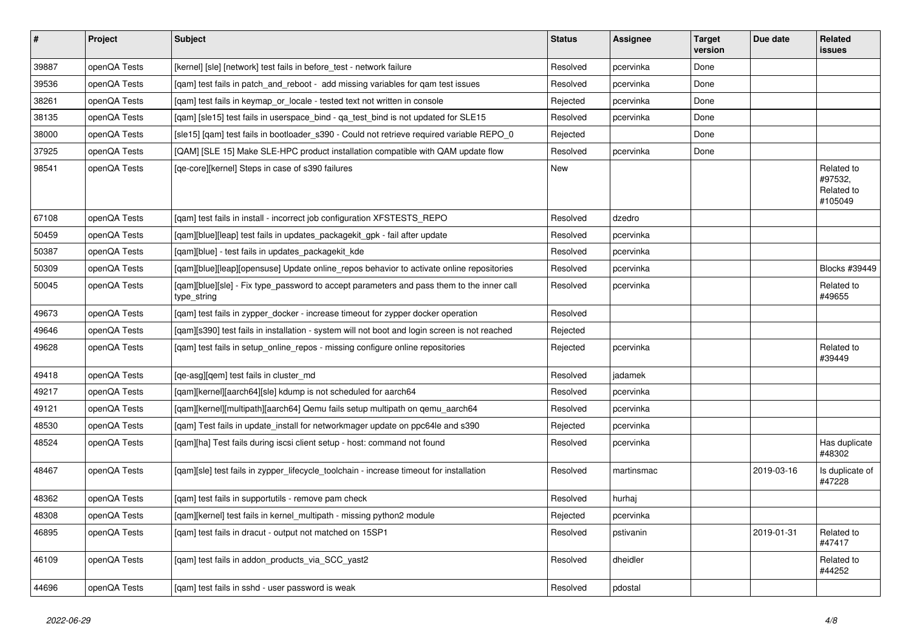| # | Project | Subject | Status | Assignee | Target version | Due date | Related issues |
|---|---|---|---|---|---|---|---|
| 39887 | openQA Tests | [kernel] [sle] [network] test fails in before_test - network failure | Resolved | pcervinka | Done | | |
| 39536 | openQA Tests | [qam] test fails in patch_and_reboot - add missing variables for qam test issues | Resolved | pcervinka | Done | | |
| 38261 | openQA Tests | [qam] test fails in keymap_or_locale - tested text not written in console | Rejected | pcervinka | Done | | |
| 38135 | openQA Tests | [qam] [sle15] test fails in userspace_bind - qa_test_bind is not updated for SLE15 | Resolved | pcervinka | Done | | |
| 38000 | openQA Tests | [sle15] [qam] test fails in bootloader_s390 - Could not retrieve required variable REPO_0 | Rejected | | Done | | |
| 37925 | openQA Tests | [QAM] [SLE 15] Make SLE-HPC product installation compatible with QAM update flow | Resolved | pcervinka | Done | | |
| 98541 | openQA Tests | [qe-core][kernel] Steps in case of s390 failures | New | | | | Related to #97532, Related to #105049 |
| 67108 | openQA Tests | [qam] test fails in install - incorrect job configuration XFSTESTS_REPO | Resolved | dzedro | | | |
| 50459 | openQA Tests | [qam][blue][leap] test fails in updates_packagekit_gpk - fail after update | Resolved | pcervinka | | | |
| 50387 | openQA Tests | [qam][blue] - test fails in updates_packagekit_kde | Resolved | pcervinka | | | |
| 50309 | openQA Tests | [qam][blue][leap][opensuse] Update online_repos behavior to activate online repositories | Resolved | pcervinka | | | Blocks #39449 |
| 50045 | openQA Tests | [qam][blue][sle] - Fix type_password to accept parameters and pass them to the inner call type_string | Resolved | pcervinka | | | Related to #49655 |
| 49673 | openQA Tests | [qam] test fails in zypper_docker - increase timeout for zypper docker operation | Resolved | | | | |
| 49646 | openQA Tests | [qam][s390] test fails in installation - system will not boot and login screen is not reached | Rejected | | | | |
| 49628 | openQA Tests | [qam] test fails in setup_online_repos - missing configure online repositories | Rejected | pcervinka | | | Related to #39449 |
| 49418 | openQA Tests | [qe-asg][qem] test fails in cluster_md | Resolved | jadamek | | | |
| 49217 | openQA Tests | [qam][kernel][aarch64][sle] kdump is not scheduled for aarch64 | Resolved | pcervinka | | | |
| 49121 | openQA Tests | [qam][kernel][multipath][aarch64] Qemu fails setup multipath on qemu_aarch64 | Resolved | pcervinka | | | |
| 48530 | openQA Tests | [qam] Test fails in update_install for networkmager update on ppc64le and s390 | Rejected | pcervinka | | | |
| 48524 | openQA Tests | [qam][ha] Test fails during iscsi client setup - host: command not found | Resolved | pcervinka | | | Has duplicate #48302 |
| 48467 | openQA Tests | [qam][sle] test fails in zypper_lifecycle_toolchain - increase timeout for installation | Resolved | martinsmac | | 2019-03-16 | Is duplicate of #47228 |
| 48362 | openQA Tests | [qam] test fails in supportutils - remove pam check | Resolved | hurhaj | | | |
| 48308 | openQA Tests | [qam][kernel] test fails in kernel_multipath - missing python2 module | Rejected | pcervinka | | | |
| 46895 | openQA Tests | [qam] test fails in dracut - output not matched on 15SP1 | Resolved | pstivanin | | 2019-01-31 | Related to #47417 |
| 46109 | openQA Tests | [qam] test fails in addon_products_via_SCC_yast2 | Resolved | dheidler | | | Related to #44252 |
| 44696 | openQA Tests | [qam] test fails in sshd - user password is weak | Resolved | pdostal | | | |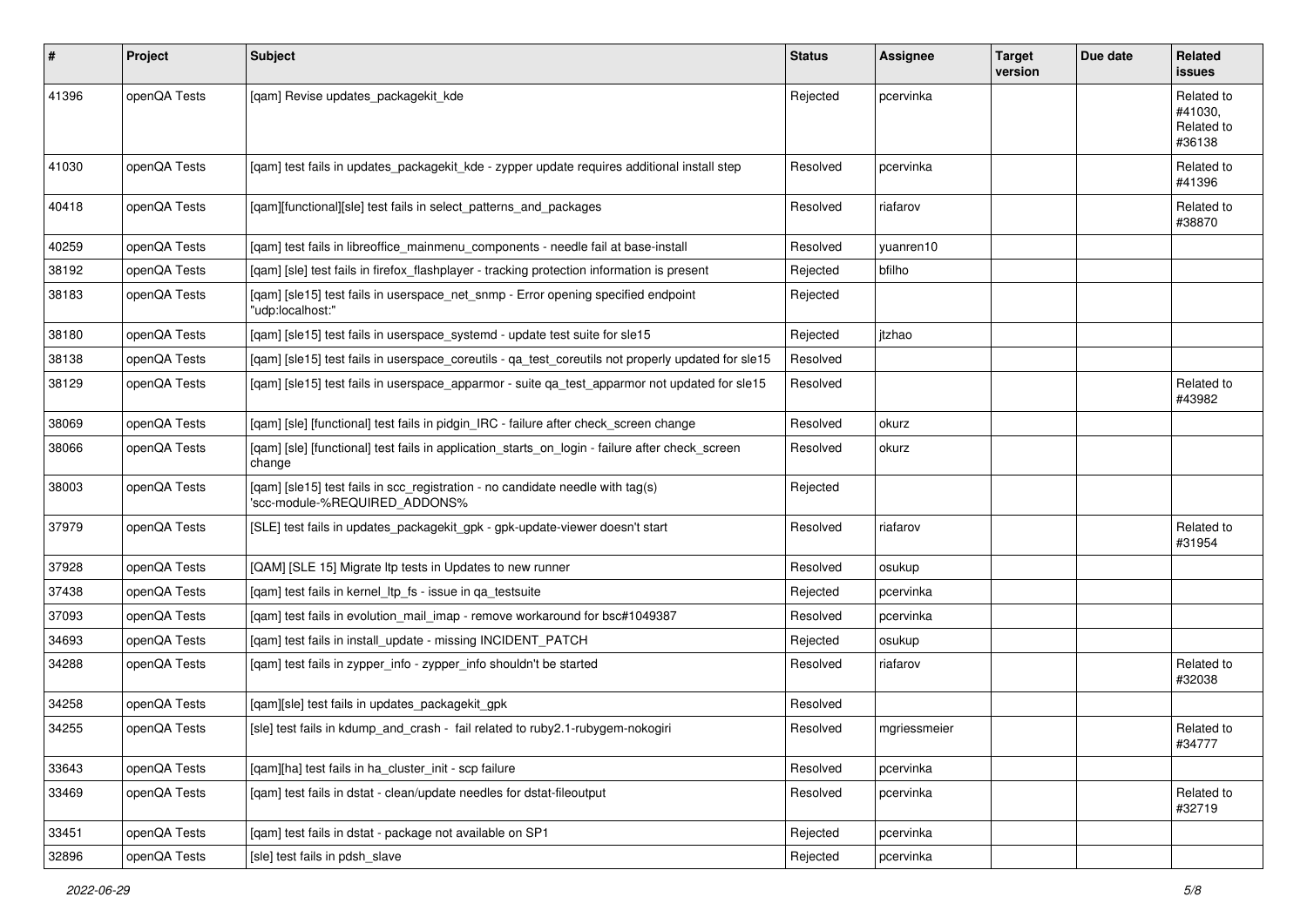| # | Project | Subject | Status | Assignee | Target version | Due date | Related issues |
|---|---|---|---|---|---|---|---|
| 41396 | openQA Tests | [qam] Revise updates_packagekit_kde | Rejected | pcervinka | | | Related to #41030, Related to #36138 |
| 41030 | openQA Tests | [qam] test fails in updates_packagekit_kde - zypper update requires additional install step | Resolved | pcervinka | | | Related to #41396 |
| 40418 | openQA Tests | [qam][functional][sle] test fails in select_patterns_and_packages | Resolved | riafarov | | | Related to #38870 |
| 40259 | openQA Tests | [qam] test fails in libreoffice_mainmenu_components - needle fail at base-install | Resolved | yuanren10 | | | |
| 38192 | openQA Tests | [qam] [sle] test fails in firefox_flashplayer - tracking protection information is present | Rejected | bfilho | | | |
| 38183 | openQA Tests | [qam] [sle15] test fails in userspace_net_snmp - Error opening specified endpoint "udp:localhost:" | Rejected | | | | |
| 38180 | openQA Tests | [qam] [sle15] test fails in userspace_systemd - update test suite for sle15 | Rejected | jtzhao | | | |
| 38138 | openQA Tests | [qam] [sle15] test fails in userspace_coreutils - qa_test_coreutils not properly updated for sle15 | Resolved | | | | |
| 38129 | openQA Tests | [qam] [sle15] test fails in userspace_apparmor - suite qa_test_apparmor not updated for sle15 | Resolved | | | | Related to #43982 |
| 38069 | openQA Tests | [qam] [sle] [functional] test fails in pidgin_IRC - failure after check_screen change | Resolved | okurz | | | |
| 38066 | openQA Tests | [qam] [sle] [functional] test fails in application_starts_on_login - failure after check_screen change | Resolved | okurz | | | |
| 38003 | openQA Tests | [qam] [sle15] test fails in scc_registration - no candidate needle with tag(s) 'scc-module-%REQUIRED_ADDONS% | Rejected | | | | |
| 37979 | openQA Tests | [SLE] test fails in updates_packagekit_gpk - gpk-update-viewer doesn't start | Resolved | riafarov | | | Related to #31954 |
| 37928 | openQA Tests | [QAM] [SLE 15] Migrate ltp tests in Updates to new runner | Resolved | osukup | | | |
| 37438 | openQA Tests | [qam] test fails in kernel_ltp_fs - issue in qa_testsuite | Rejected | pcervinka | | | |
| 37093 | openQA Tests | [qam] test fails in evolution_mail_imap - remove workaround for bsc#1049387 | Resolved | pcervinka | | | |
| 34693 | openQA Tests | [qam] test fails in install_update - missing INCIDENT_PATCH | Rejected | osukup | | | |
| 34288 | openQA Tests | [qam] test fails in zypper_info - zypper_info shouldn't be started | Resolved | riafarov | | | Related to #32038 |
| 34258 | openQA Tests | [qam][sle] test fails in updates_packagekit_gpk | Resolved | | | | |
| 34255 | openQA Tests | [sle] test fails in kdump_and_crash - fail related to ruby2.1-rubygem-nokogiri | Resolved | mgriessmeier | | | Related to #34777 |
| 33643 | openQA Tests | [qam][ha] test fails in ha_cluster_init - scp failure | Resolved | pcervinka | | | |
| 33469 | openQA Tests | [qam] test fails in dstat - clean/update needles for dstat-fileoutput | Resolved | pcervinka | | | Related to #32719 |
| 33451 | openQA Tests | [qam] test fails in dstat - package not available on SP1 | Rejected | pcervinka | | | |
| 32896 | openQA Tests | [sle] test fails in pdsh_slave | Rejected | pcervinka | | | |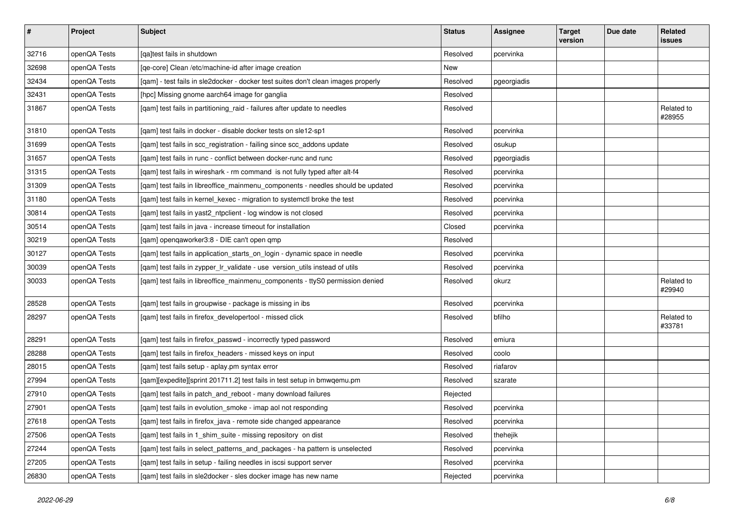| # | Project | Subject | Status | Assignee | Target version | Due date | Related issues |
|---|---|---|---|---|---|---|---|
| 32716 | openQA Tests | [qa]test fails in shutdown | Resolved | pcervinka | | | |
| 32698 | openQA Tests | [qe-core] Clean /etc/machine-id after image creation | New | | | | |
| 32434 | openQA Tests | [qam] - test fails in sle2docker - docker test suites don't clean images properly | Resolved | pgeorgiadis | | | |
| 32431 | openQA Tests | [hpc] Missing gnome aarch64 image for ganglia | Resolved | | | | |
| 31867 | openQA Tests | [qam] test fails in partitioning_raid - failures after update to needles | Resolved | | | | Related to #28955 |
| 31810 | openQA Tests | [qam] test fails in docker - disable docker tests on sle12-sp1 | Resolved | pcervinka | | | |
| 31699 | openQA Tests | [qam] test fails in scc_registration - failing since scc_addons update | Resolved | osukup | | | |
| 31657 | openQA Tests | [qam] test fails in runc - conflict between docker-runc and runc | Resolved | pgeorgiadis | | | |
| 31315 | openQA Tests | [qam] test fails in wireshark - rm command is not fully typed after alt-f4 | Resolved | pcervinka | | | |
| 31309 | openQA Tests | [qam] test fails in libreoffice_mainmenu_components - needles should be updated | Resolved | pcervinka | | | |
| 31180 | openQA Tests | [qam] test fails in kernel_kexec - migration to systemctl broke the test | Resolved | pcervinka | | | |
| 30814 | openQA Tests | [qam] test fails in yast2_ntpclient - log window is not closed | Resolved | pcervinka | | | |
| 30514 | openQA Tests | [qam] test fails in java - increase timeout for installation | Closed | pcervinka | | | |
| 30219 | openQA Tests | [qam] openqaworker3:8 - DIE can't open qmp | Resolved | | | | |
| 30127 | openQA Tests | [qam] test fails in application_starts_on_login - dynamic space in needle | Resolved | pcervinka | | | |
| 30039 | openQA Tests | [qam] test fails in zypper_lr_validate - use version_utils instead of utils | Resolved | pcervinka | | | |
| 30033 | openQA Tests | [qam] test fails in libreoffice_mainmenu_components - ttyS0 permission denied | Resolved | okurz | | | Related to #29940 |
| 28528 | openQA Tests | [qam] test fails in groupwise - package is missing in ibs | Resolved | pcervinka | | | |
| 28297 | openQA Tests | [qam] test fails in firefox_developertool - missed click | Resolved | bfilho | | | Related to #33781 |
| 28291 | openQA Tests | [qam] test fails in firefox_passwd - incorrectly typed password | Resolved | emiura | | | |
| 28288 | openQA Tests | [qam] test fails in firefox_headers - missed keys on input | Resolved | coolo | | | |
| 28015 | openQA Tests | [qam] test fails setup - aplay.pm syntax error | Resolved | riafarov | | | |
| 27994 | openQA Tests | [qam][expedite][sprint 201711.2] test fails in test setup in bmwqemu.pm | Resolved | szarate | | | |
| 27910 | openQA Tests | [qam] test fails in patch_and_reboot - many download failures | Rejected | | | | |
| 27901 | openQA Tests | [qam] test fails in evolution_smoke - imap aol not responding | Resolved | pcervinka | | | |
| 27618 | openQA Tests | [qam] test fails in firefox_java - remote side changed appearance | Resolved | pcervinka | | | |
| 27506 | openQA Tests | [qam] test fails in 1_shim_suite - missing repository on dist | Resolved | thehejik | | | |
| 27244 | openQA Tests | [qam] test fails in select_patterns_and_packages - ha pattern is unselected | Resolved | pcervinka | | | |
| 27205 | openQA Tests | [qam] test fails in setup - failing needles in iscsi support server | Resolved | pcervinka | | | |
| 26830 | openQA Tests | [qam] test fails in sle2docker - sles docker image has new name | Rejected | pcervinka | | | |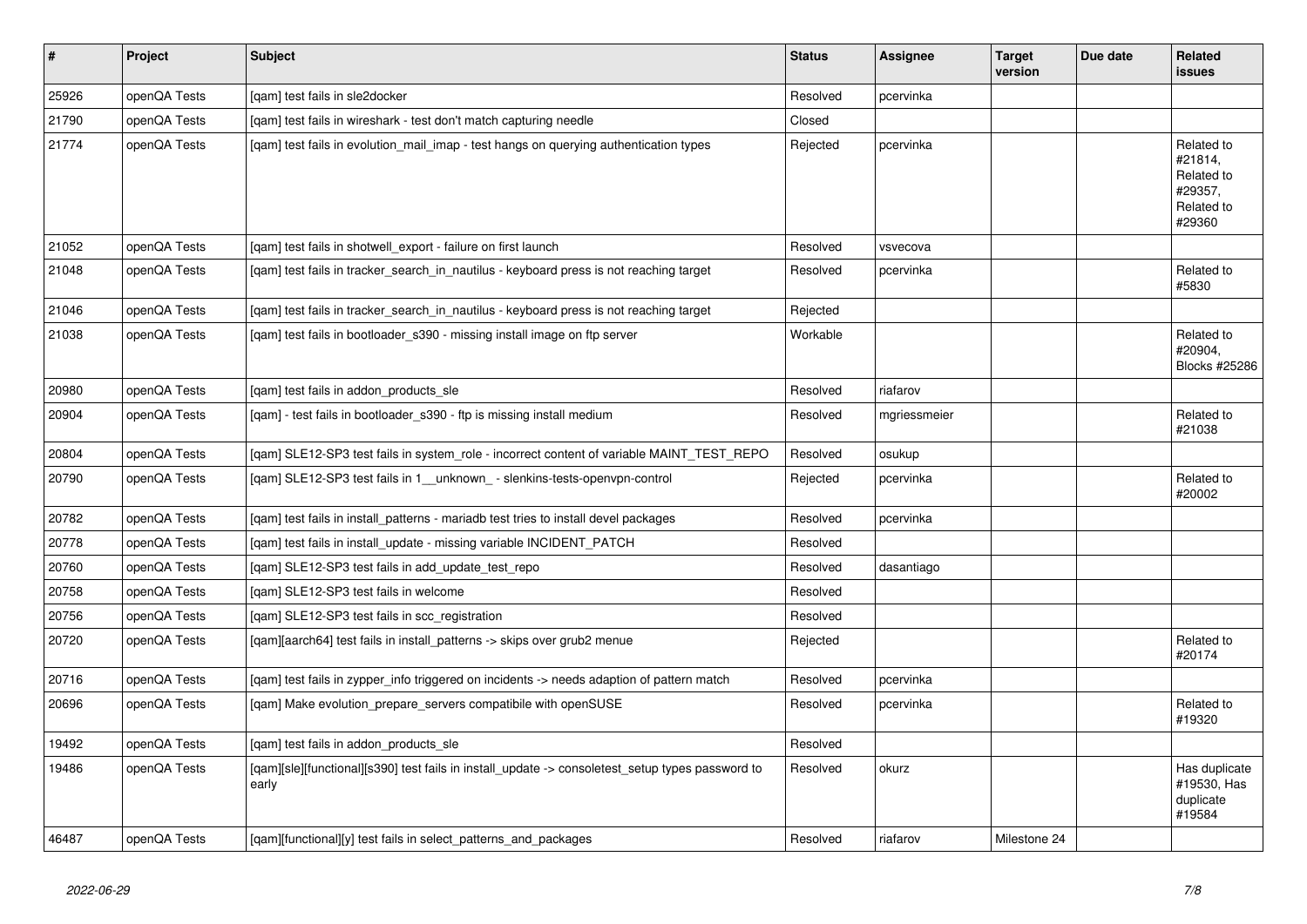| # | Project | Subject | Status | Assignee | Target version | Due date | Related issues |
|---|---|---|---|---|---|---|---|
| 25926 | openQA Tests | [qam] test fails in sle2docker | Resolved | pcervinka | | | |
| 21790 | openQA Tests | [qam] test fails in wireshark - test don't match capturing needle | Closed | | | | |
| 21774 | openQA Tests | [qam] test fails in evolution_mail_imap - test hangs on querying authentication types | Rejected | pcervinka | | | Related to #21814, Related to #29357, Related to #29360 |
| 21052 | openQA Tests | [qam] test fails in shotwell_export - failure on first launch | Resolved | vsvecova | | | |
| 21048 | openQA Tests | [qam] test fails in tracker_search_in_nautilus - keyboard press is not reaching target | Resolved | pcervinka | | | Related to #5830 |
| 21046 | openQA Tests | [qam] test fails in tracker_search_in_nautilus - keyboard press is not reaching target | Rejected | | | | |
| 21038 | openQA Tests | [qam] test fails in bootloader_s390 - missing install image on ftp server | Workable | | | | Related to #20904, Blocks #25286 |
| 20980 | openQA Tests | [qam] test fails in addon_products_sle | Resolved | riafarov | | | |
| 20904 | openQA Tests | [qam] - test fails in bootloader_s390 - ftp is missing install medium | Resolved | mgriessmeier | | | Related to #21038 |
| 20804 | openQA Tests | [qam] SLE12-SP3 test fails in system_role - incorrect content of variable MAINT_TEST_REPO | Resolved | osukup | | | |
| 20790 | openQA Tests | [qam] SLE12-SP3 test fails in 1__unknown_ - slenkins-tests-openvpn-control | Rejected | pcervinka | | | Related to #20002 |
| 20782 | openQA Tests | [qam] test fails in install_patterns - mariadb test tries to install devel packages | Resolved | pcervinka | | | |
| 20778 | openQA Tests | [qam] test fails in install_update - missing variable INCIDENT_PATCH | Resolved | | | | |
| 20760 | openQA Tests | [qam] SLE12-SP3 test fails in add_update_test_repo | Resolved | dasantiago | | | |
| 20758 | openQA Tests | [qam] SLE12-SP3 test fails in welcome | Resolved | | | | |
| 20756 | openQA Tests | [qam] SLE12-SP3 test fails in scc_registration | Resolved | | | | |
| 20720 | openQA Tests | [qam][aarch64] test fails in install_patterns -> skips over grub2 menue | Rejected | | | | Related to #20174 |
| 20716 | openQA Tests | [qam] test fails in zypper_info triggered on incidents -> needs adaption of pattern match | Resolved | pcervinka | | | |
| 20696 | openQA Tests | [qam] Make evolution_prepare_servers compatibile with openSUSE | Resolved | pcervinka | | | Related to #19320 |
| 19492 | openQA Tests | [qam] test fails in addon_products_sle | Resolved | | | | |
| 19486 | openQA Tests | [qam][sle][functional][s390] test fails in install_update -> consoletest_setup types password to early | Resolved | okurz | | | Has duplicate #19530, Has duplicate #19584 |
| 46487 | openQA Tests | [qam][functional][y] test fails in select_patterns_and_packages | Resolved | riafarov | Milestone 24 | | |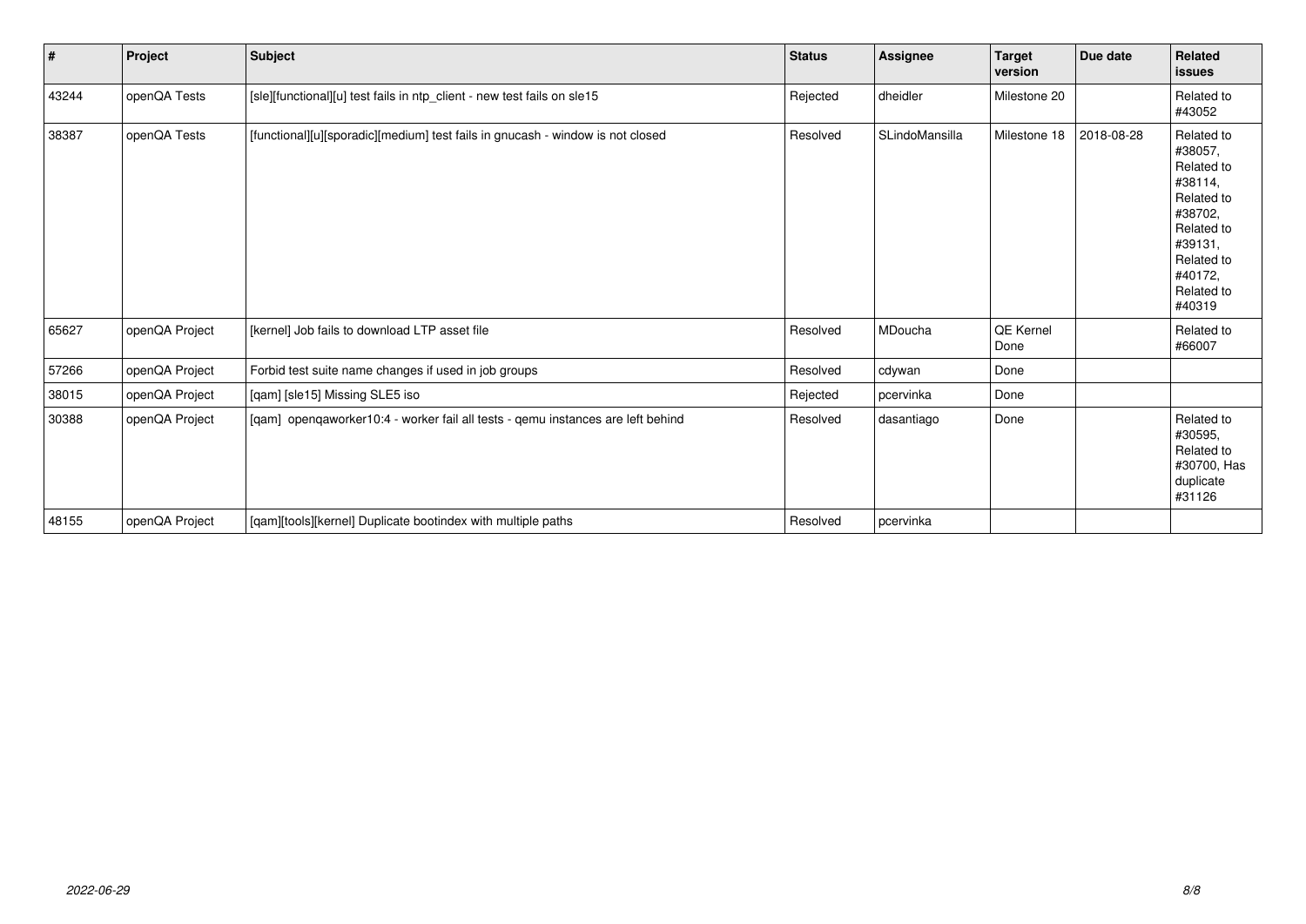| # | Project | Subject | Status | Assignee | Target version | Due date | Related issues |
|---|---|---|---|---|---|---|---|
| 43244 | openQA Tests | [sle][functional][u] test fails in ntp_client - new test fails on sle15 | Rejected | dheidler | Milestone 20 | | Related to #43052 |
| 38387 | openQA Tests | [functional][u][sporadic][medium] test fails in gnucash - window is not closed | Resolved | SLindoMansilla | Milestone 18 | 2018-08-28 | Related to #38057, Related to #38114, Related to #38702, Related to #39131, Related to #40172, Related to #40319 |
| 65627 | openQA Project | [kernel] Job fails to download LTP asset file | Resolved | MDoucha | QE Kernel Done | | Related to #66007 |
| 57266 | openQA Project | Forbid test suite name changes if used in job groups | Resolved | cdywan | Done | | |
| 38015 | openQA Project | [qam] [sle15] Missing SLE5 iso | Rejected | pcervinka | Done | | |
| 30388 | openQA Project | [qam] openqaworker10:4 - worker fail all tests - qemu instances are left behind | Resolved | dasantiago | Done | | Related to #30595, Related to #30700, Has duplicate #31126 |
| 48155 | openQA Project | [qam][tools][kernel] Duplicate bootindex with multiple paths | Resolved | pcervinka | | | |